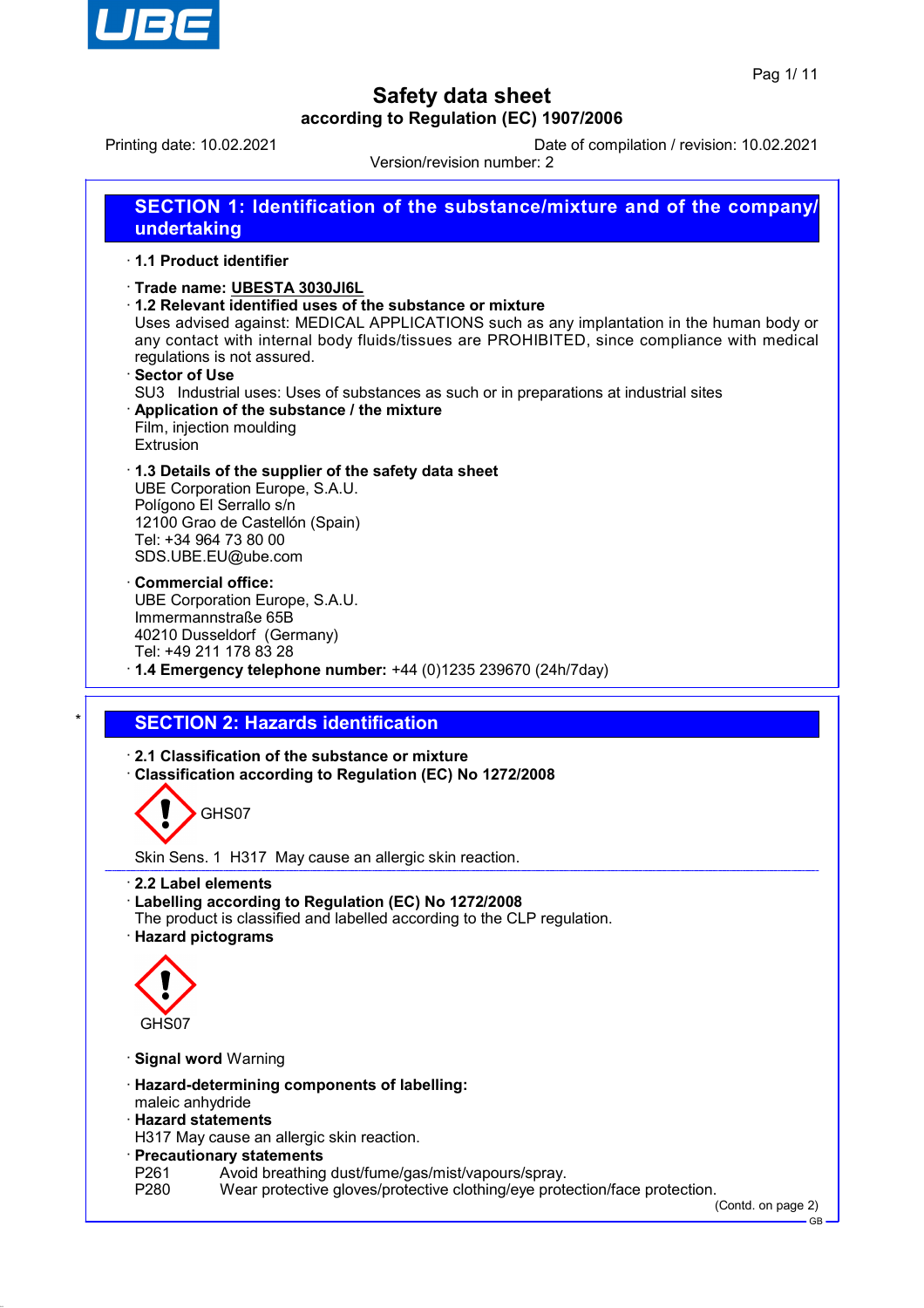# Safety data sheet
### according to Regulation (EC) 1907/2006

Printing date: 10.02.2021 Date of compilation / revision: 10.02.2021

Version/revision number: 2

## SECTION 1: Identification of the substance/mixture and of the company/undertaking

· **1.1 Product identifier**

· **Trade name: UBESTA 3030JI6L**

· **1.2 Relevant identified uses of the substance or mixture**

Uses advised against: MEDICAL APPLICATIONS such as any implantation in the human body or any contact with internal body fluids/tissues are PROHIBITED, since compliance with medical regulations is not assured.

· **Sector of Use**

SU3 Industrial uses: Uses of substances as such or in preparations at industrial sites

· **Application of the substance / the mixture**

Film, injection moulding
Extrusion

· **1.3 Details of the supplier of the safety data sheet**

UBE Corporation Europe, S.A.U.
Polígono El Serrallo s/n
12100 Grao de Castellón (Spain)
Tel: +34 964 73 80 00
SDS.UBE.EU@ube.com

· **Commercial office:**

UBE Corporation Europe, S.A.U.
Immermannstraße 65B
40210 Dusseldorf (Germany)
Tel: +49 211 178 83 28

· **1.4 Emergency telephone number:** +44 (0)1235 239670 (24h/7day)

## SECTION 2: Hazards identification

· **2.1 Classification of the substance or mixture**

· **Classification according to Regulation (EC) No 1272/2008**

GHS07

Skin Sens. 1 H317 May cause an allergic skin reaction.

· **2.2 Label elements**

· **Labelling according to Regulation (EC) No 1272/2008**

The product is classified and labelled according to the CLP regulation.

· **Hazard pictograms**

GHS07

· **Signal word** Warning

· **Hazard-determining components of labelling:**

maleic anhydride

· **Hazard statements**

H317 May cause an allergic skin reaction.

· **Precautionary statements**

P261 Avoid breathing dust/fume/gas/mist/vapours/spray.
P280 Wear protective gloves/protective clothing/eye protection/face protection.

(Contd. on page 2)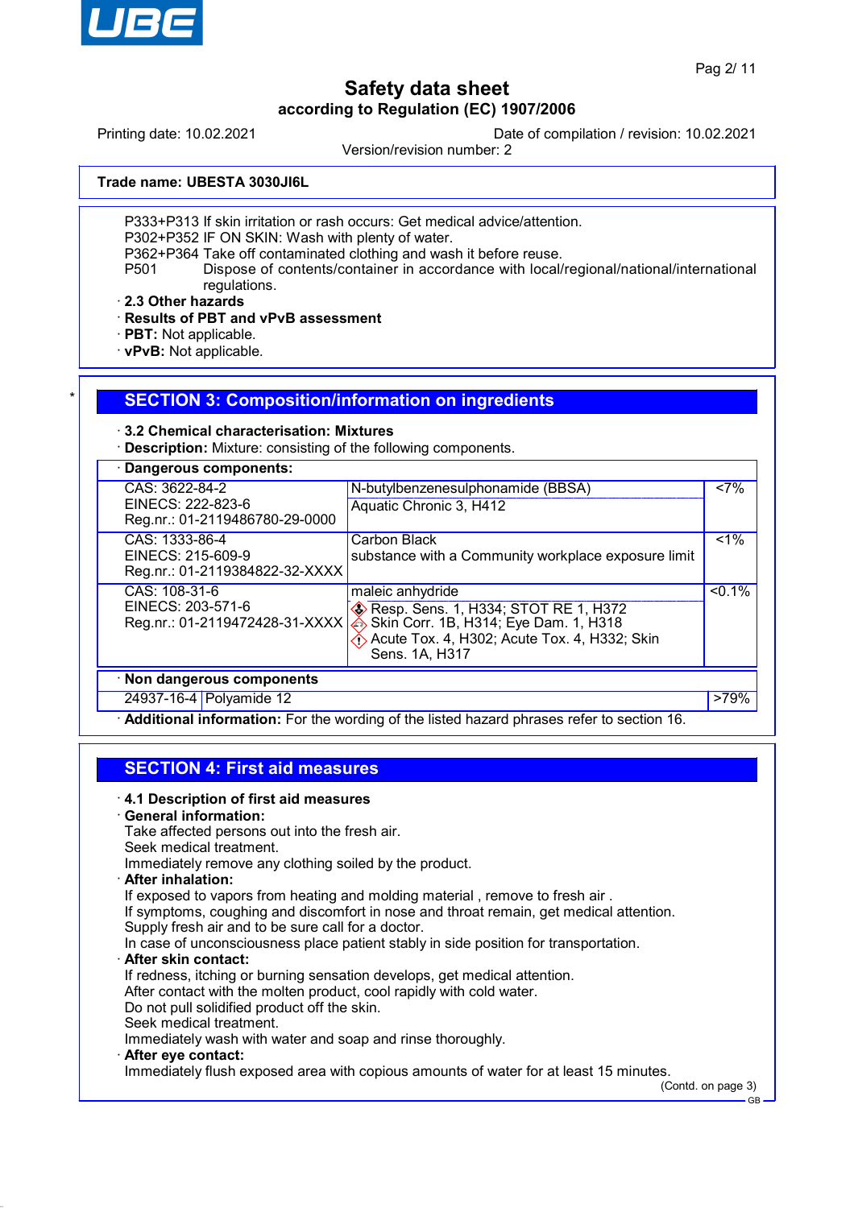Trade name: UBESTA 3030JI6L

P333+P313 If skin irritation or rash occurs: Get medical advice/attention.
P302+P352 IF ON SKIN: Wash with plenty of water.
P362+P364 Take off contaminated clothing and wash it before reuse.
P501 Dispose of contents/container in accordance with local/regional/national/international regulations.

· **2.3 Other hazards**
· **Results of PBT and vPvB assessment**
· **PBT:** Not applicable.
· **vPvB:** Not applicable.

## SECTION 3: Composition/information on ingredients

· **3.2 Chemical characterisation: Mixtures**
· **Description:** Mixture: consisting of the following components.

· **Dangerous components:**

| Identifiers | Name / Classification | % |
|---|---|---|
| CAS: 3622-84-2<br>EINECS: 222-823-6<br>Reg.nr.: 01-2119486780-29-0000 | N-butylbenzenesulphonamide (BBSA)<br>Aquatic Chronic 3, H412 | <7% |
| CAS: 1333-86-4<br>EINECS: 215-609-9<br>Reg.nr.: 01-2119384822-32-XXXX | Carbon Black<br>substance with a Community workplace exposure limit | <1% |
| CAS: 108-31-6<br>EINECS: 203-571-6<br>Reg.nr.: 01-2119472428-31-XXXX | maleic anhydride<br>Resp. Sens. 1, H334; STOT RE 1, H372<br>Skin Corr. 1B, H314; Eye Dam. 1, H318<br>Acute Tox. 4, H302; Acute Tox. 4, H332; Skin Sens. 1A, H317 | <0.1% |

· **Non dangerous components**

| CAS | Name | % |
|---|---|---|
| 24937-16-4 | Polyamide 12 | >79% |

· **Additional information:** For the wording of the listed hazard phrases refer to section 16.

## SECTION 4: First aid measures

· **4.1 Description of first aid measures**
· **General information:**
Take affected persons out into the fresh air.
Seek medical treatment.
Immediately remove any clothing soiled by the product.
· **After inhalation:**
If exposed to vapors from heating and molding material , remove to fresh air .
If symptoms, coughing and discomfort in nose and throat remain, get medical attention.
Supply fresh air and to be sure call for a doctor.
In case of unconsciousness place patient stably in side position for transportation.
· **After skin contact:**
If redness, itching or burning sensation develops, get medical attention.
After contact with the molten product, cool rapidly with cold water.
Do not pull solidified product off the skin.
Seek medical treatment.
Immediately wash with water and soap and rinse thoroughly.
· **After eye contact:**
Immediately flush exposed area with copious amounts of water for at least 15 minutes.

(Contd. on page 3)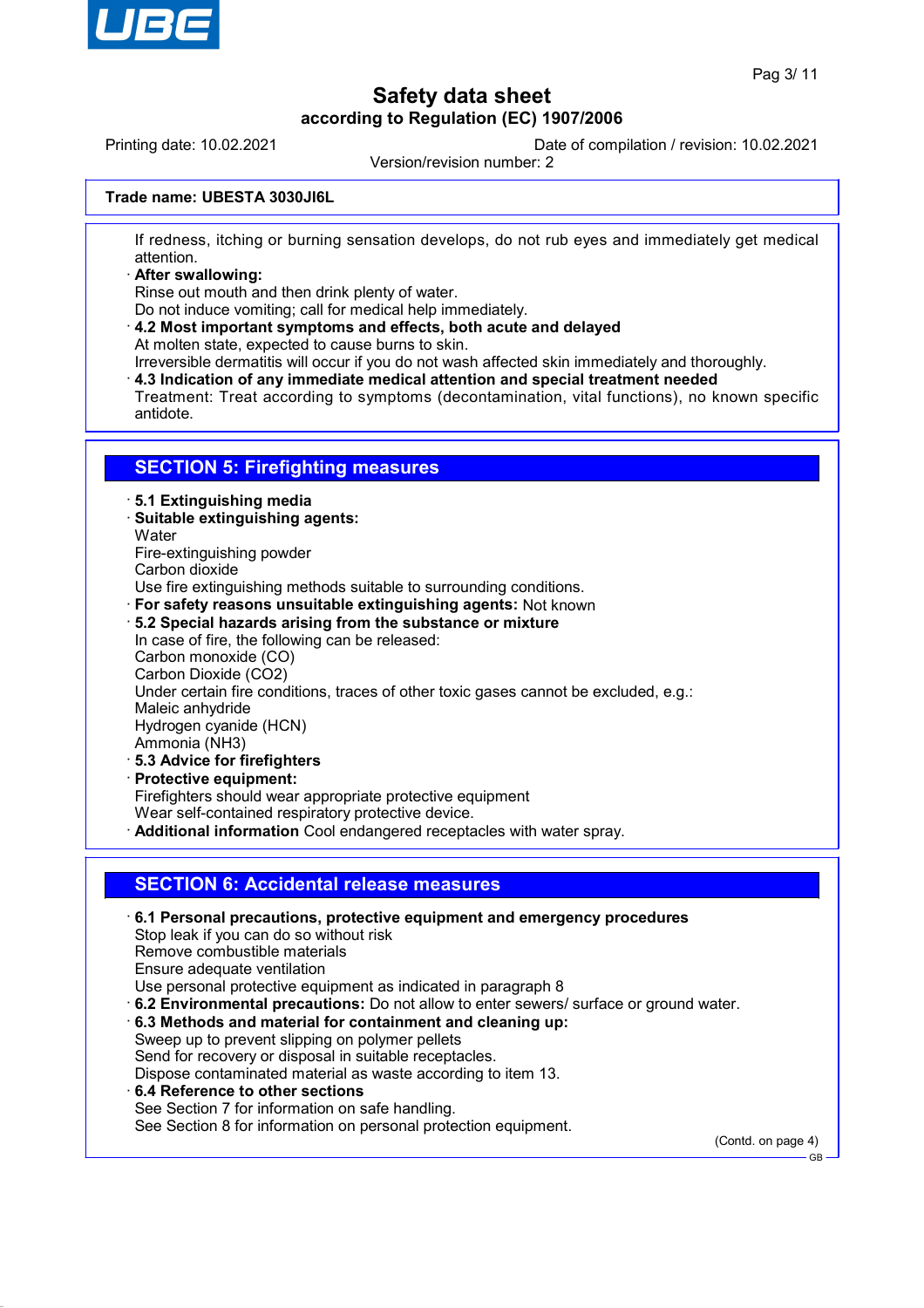If redness, itching or burning sensation develops, do not rub eyes and immediately get medical attention.

- **After swallowing:**
  Rinse out mouth and then drink plenty of water.
  Do not induce vomiting; call for medical help immediately.
- **4.2 Most important symptoms and effects, both acute and delayed**
  At molten state, expected to cause burns to skin.
  Irreversible dermatitis will occur if you do not wash affected skin immediately and thoroughly.
- **4.3 Indication of any immediate medical attention and special treatment needed**
  Treatment: Treat according to symptoms (decontamination, vital functions), no known specific antidote.

## SECTION 5: Firefighting measures

- **5.1 Extinguishing media**
- **Suitable extinguishing agents:**
  Water
  Fire-extinguishing powder
  Carbon dioxide
  Use fire extinguishing methods suitable to surrounding conditions.
- **For safety reasons unsuitable extinguishing agents:** Not known
- **5.2 Special hazards arising from the substance or mixture**
  In case of fire, the following can be released:
  Carbon monoxide (CO)
  Carbon Dioxide ($CO_2$)
  Under certain fire conditions, traces of other toxic gases cannot be excluded, e.g.:
  Maleic anhydride
  Hydrogen cyanide (HCN)
  Ammonia ($NH_3$)
- **5.3 Advice for firefighters**
- **Protective equipment:**
  Firefighters should wear appropriate protective equipment
  Wear self-contained respiratory protective device.
- **Additional information** Cool endangered receptacles with water spray.

## SECTION 6: Accidental release measures

- **6.1 Personal precautions, protective equipment and emergency procedures**
  Stop leak if you can do so without risk
  Remove combustible materials
  Ensure adequate ventilation
  Use personal protective equipment as indicated in paragraph 8
- **6.2 Environmental precautions:** Do not allow to enter sewers/ surface or ground water.
- **6.3 Methods and material for containment and cleaning up:**
  Sweep up to prevent slipping on polymer pellets
  Send for recovery or disposal in suitable receptacles.
  Dispose contaminated material as waste according to item 13.
- **6.4 Reference to other sections**
  See Section 7 for information on safe handling.
  See Section 8 for information on personal protection equipment.

(Contd. on page 4)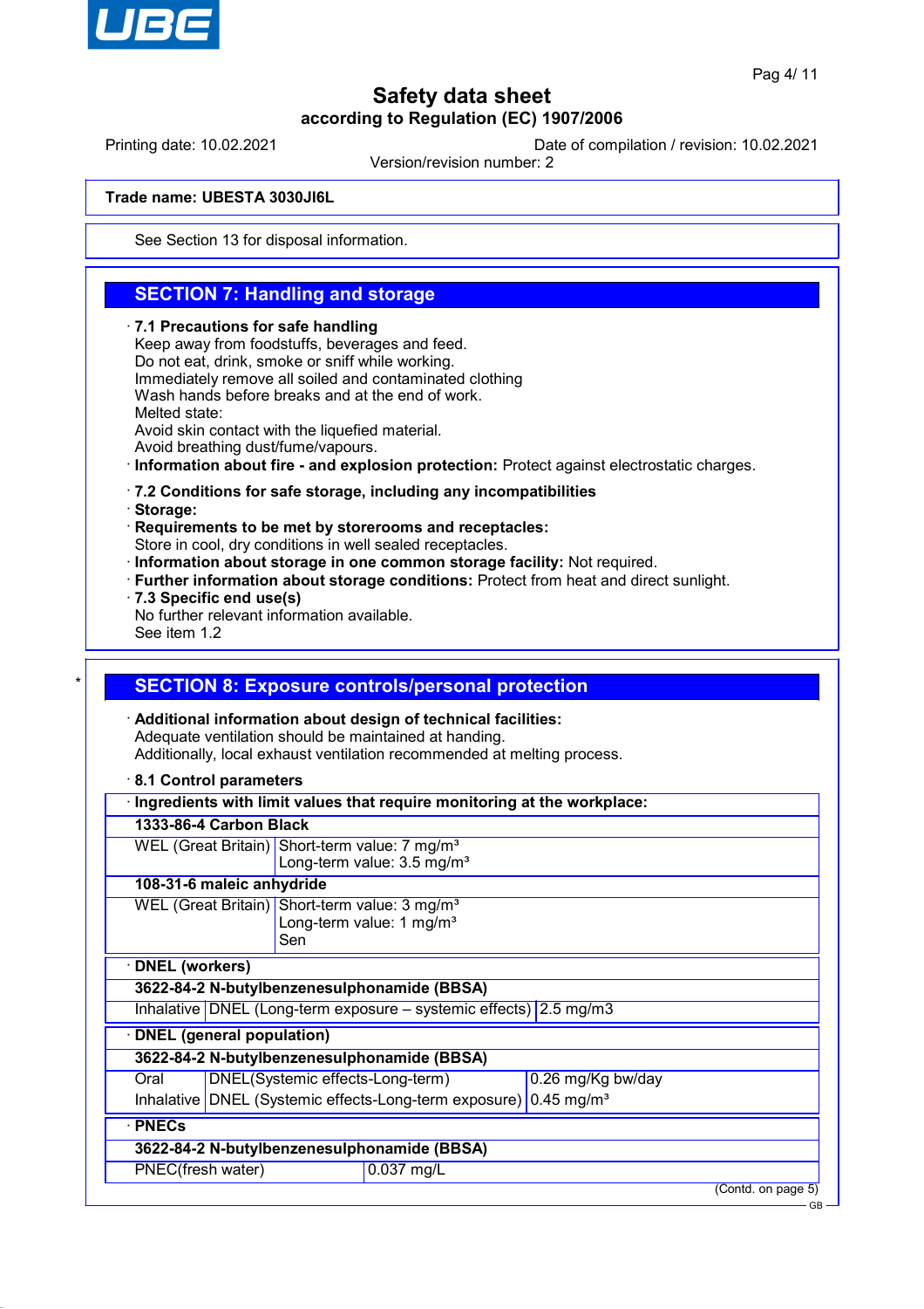Trade name: **UBESTA 3030JI6L**

See Section 13 for disposal information.

## SECTION 7: Handling and storage

· **7.1 Precautions for safe handling**
Keep away from foodstuffs, beverages and feed.
Do not eat, drink, smoke or sniff while working.
Immediately remove all soiled and contaminated clothing
Wash hands before breaks and at the end of work.
Melted state:
Avoid skin contact with the liquefied material.
Avoid breathing dust/fume/vapours.
· **Information about fire - and explosion protection:** Protect against electrostatic charges.

· **7.2 Conditions for safe storage, including any incompatibilities**
· **Storage:**
· **Requirements to be met by storerooms and receptacles:**
Store in cool, dry conditions in well sealed receptacles.
· **Information about storage in one common storage facility:** Not required.
· **Further information about storage conditions:** Protect from heat and direct sunlight.
· **7.3 Specific end use(s)**
No further relevant information available.
See item 1.2

*

## SECTION 8: Exposure controls/personal protection

· **Additional information about design of technical facilities:**
Adequate ventilation should be maintained at handing.
Additionally, local exhaust ventilation recommended at melting process.

· **8.1 Control parameters**

| · Ingredients with limit values that require monitoring at the workplace: | |
|---|---|
| **1333-86-4 Carbon Black** | |
| WEL (Great Britain) | Short-term value: 7 mg/m³<br>Long-term value: 3.5 mg/m³ |
| **108-31-6 maleic anhydride** | |
| WEL (Great Britain) | Short-term value: 3 mg/m³<br>Long-term value: 1 mg/m³<br>Sen |

| · DNEL (workers) | | |
|---|---|---|
| **3622-84-2 N-butylbenzenesulphonamide (BBSA)** | | |
| Inhalative | DNEL (Long-term exposure – systemic effects) | 2.5 mg/m3 |

| · DNEL (general population) | | |
|---|---|---|
| **3622-84-2 N-butylbenzenesulphonamide (BBSA)** | | |
| Oral | DNEL(Systemic effects-Long-term) | 0.26 mg/Kg bw/day |
| Inhalative | DNEL (Systemic effects-Long-term exposure) | 0.45 mg/m³ |

| · PNECs | |
|---|---|
| **3622-84-2 N-butylbenzenesulphonamide (BBSA)** | |
| PNEC(fresh water) | 0.037 mg/L |

(Contd. on page 5)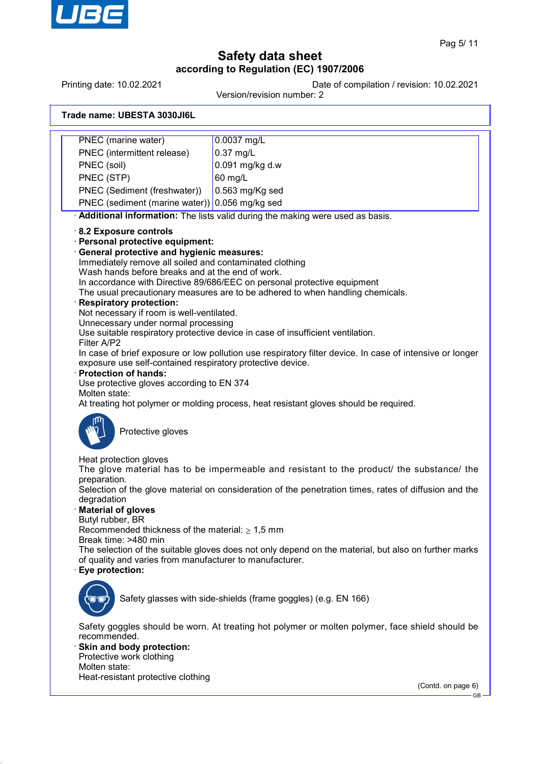Safety data sheet
according to Regulation (EC) 1907/2006

Printing date: 10.02.2021 Date of compilation / revision: 10.02.2021
Version/revision number: 2

**Trade name: UBESTA 3030JI6L**

| | |
|---|---|
| PNEC (marine water) | 0.0037 mg/L |
| PNEC (intermittent release) | 0.37 mg/L |
| PNEC (soil) | 0.091 mg/kg d.w |
| PNEC (STP) | 60 mg/L |
| PNEC (Sediment (freshwater)) | 0.563 mg/Kg sed |
| PNEC (sediment (marine water)) | 0.056 mg/kg sed |

· **Additional information:** The lists valid during the making were used as basis.

· **8.2 Exposure controls**
· **Personal protective equipment:**
· **General protective and hygienic measures:**
Immediately remove all soiled and contaminated clothing
Wash hands before breaks and at the end of work.
In accordance with Directive 89/686/EEC on personal protective equipment
The usual precautionary measures are to be adhered to when handling chemicals.
· **Respiratory protection:**
Not necessary if room is well-ventilated.
Unnecessary under normal processing
Use suitable respiratory protective device in case of insufficient ventilation.
Filter A/P2
In case of brief exposure or low pollution use respiratory filter device. In case of intensive or longer exposure use self-contained respiratory protective device.
· **Protection of hands:**
Use protective gloves according to EN 374
Molten state:
At treating hot polymer or molding process, heat resistant gloves should be required.

Protective gloves

Heat protection gloves
The glove material has to be impermeable and resistant to the product/ the substance/ the preparation.
Selection of the glove material on consideration of the penetration times, rates of diffusion and the degradation
· **Material of gloves**
Butyl rubber, BR
Recommended thickness of the material: ≥ 1,5 mm
Break time: >480 min
The selection of the suitable gloves does not only depend on the material, but also on further marks of quality and varies from manufacturer to manufacturer.
· **Eye protection:**

Safety glasses with side-shields (frame goggles) (e.g. EN 166)

Safety goggles should be worn. At treating hot polymer or molten polymer, face shield should be recommended.
· **Skin and body protection:**
Protective work clothing
Molten state:
Heat-resistant protective clothing

(Contd. on page 6)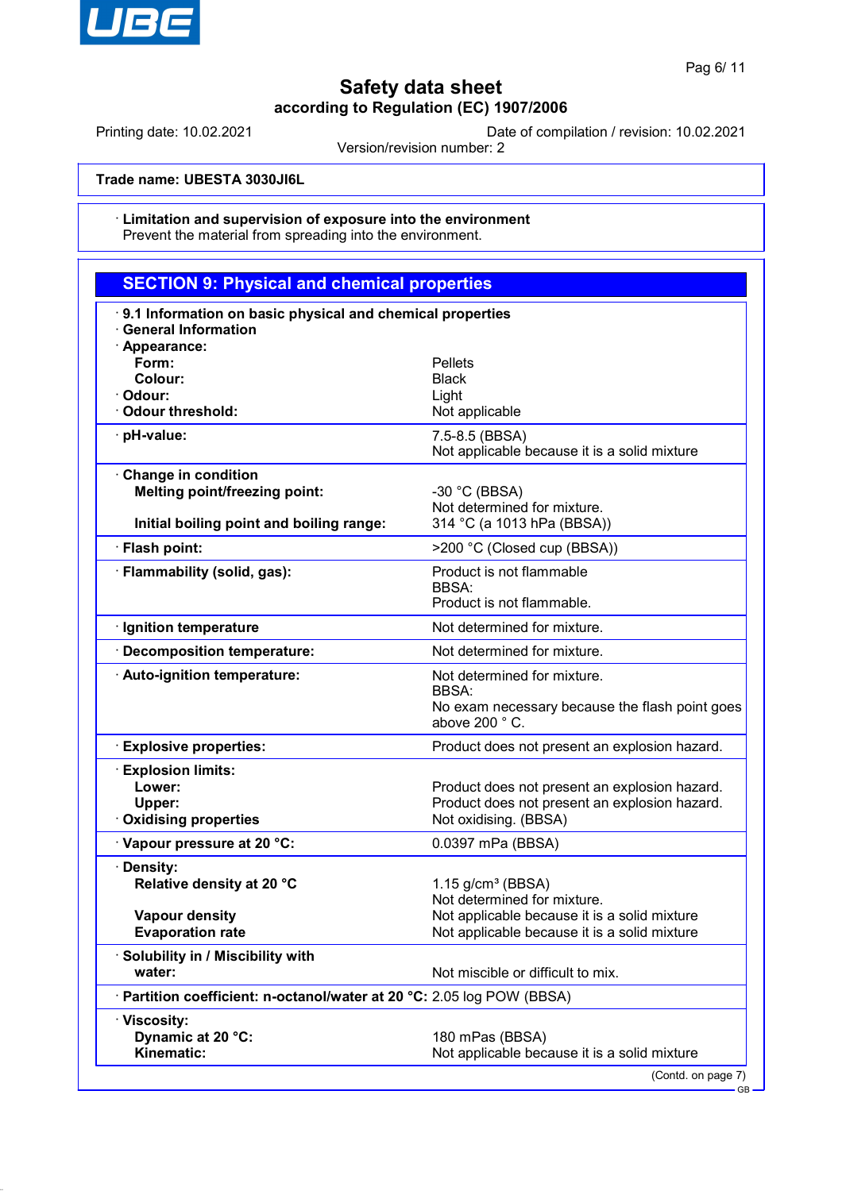**Trade name: UBESTA 3030JI6L**

· **Limitation and supervision of exposure into the environment**
Prevent the material from spreading into the environment.

## SECTION 9: Physical and chemical properties

| | |
|---|---|
| · **9.1 Information on basic physical and chemical properties** | |
| · **General Information** | |
| · **Appearance:** | |
| **Form:** | Pellets |
| **Colour:** | Black |
| · **Odour:** | Light |
| · **Odour threshold:** | Not applicable |
| · **pH-value:** | 7.5-8.5 (BBSA)<br>Not applicable because it is a solid mixture |
| · **Change in condition** | |
| **Melting point/freezing point:** | -30 °C (BBSA)<br>Not determined for mixture. |
| **Initial boiling point and boiling range:** | 314 °C (a 1013 hPa (BBSA)) |
| · **Flash point:** | >200 °C (Closed cup (BBSA)) |
| · **Flammability (solid, gas):** | Product is not flammable<br>BBSA:<br>Product is not flammable. |
| · **Ignition temperature** | Not determined for mixture. |
| · **Decomposition temperature:** | Not determined for mixture. |
| · **Auto-ignition temperature:** | Not determined for mixture.<br>BBSA:<br>No exam necessary because the flash point goes above 200 ° C. |
| · **Explosive properties:** | Product does not present an explosion hazard. |
| · **Explosion limits:** | |
| **Lower:** | Product does not present an explosion hazard. |
| **Upper:** | Product does not present an explosion hazard. |
| · **Oxidising properties** | Not oxidising. (BBSA) |
| · **Vapour pressure at 20 °C:** | 0.0397 mPa (BBSA) |
| · **Density:** | |
| **Relative density at 20 °C** | 1.15 g/cm³ (BBSA)<br>Not determined for mixture. |
| **Vapour density** | Not applicable because it is a solid mixture |
| **Evaporation rate** | Not applicable because it is a solid mixture |
| · **Solubility in / Miscibility with water:** | Not miscible or difficult to mix. |
| · **Partition coefficient: n-octanol/water at 20 °C:** | 2.05 log POW (BBSA) |
| · **Viscosity:** | |
| **Dynamic at 20 °C:** | 180 mPas (BBSA) |
| **Kinematic:** | Not applicable because it is a solid mixture |

(Contd. on page 7)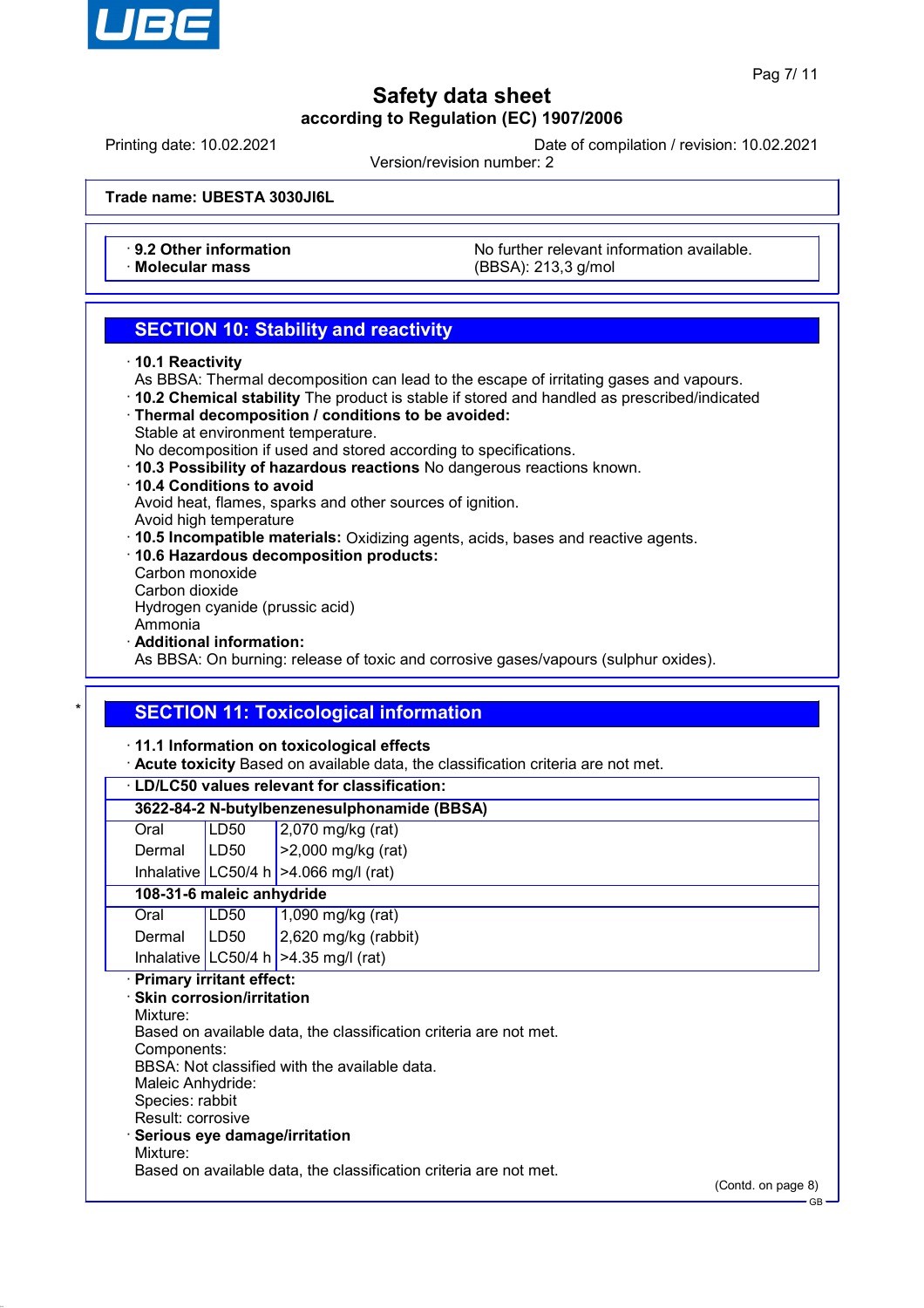Trade name: UBESTA 3030JI6L

| · 9.2 Other information | No further relevant information available. |
|---|---|
| · Molecular mass | (BBSA): 213,3 g/mol |

## SECTION 10: Stability and reactivity

· **10.1 Reactivity**
As BBSA: Thermal decomposition can lead to the escape of irritating gases and vapours.
· **10.2 Chemical stability** The product is stable if stored and handled as prescribed/indicated
· **Thermal decomposition / conditions to be avoided:**
Stable at environment temperature.
No decomposition if used and stored according to specifications.
· **10.3 Possibility of hazardous reactions** No dangerous reactions known.
· **10.4 Conditions to avoid**
Avoid heat, flames, sparks and other sources of ignition.
Avoid high temperature
· **10.5 Incompatible materials:** Oxidizing agents, acids, bases and reactive agents.
· **10.6 Hazardous decomposition products:**
Carbon monoxide
Carbon dioxide
Hydrogen cyanide (prussic acid)
Ammonia
· **Additional information:**
As BBSA: On burning: release of toxic and corrosive gases/vapours (sulphur oxides).

## SECTION 11: Toxicological information

· **11.1 Information on toxicological effects**
· **Acute toxicity** Based on available data, the classification criteria are not met.

| · LD/LC50 values relevant for classification: | | |
|---|---|---|
| **3622-84-2 N-butylbenzenesulphonamide (BBSA)** | | |
| Oral | LD50 | 2,070 mg/kg (rat) |
| Dermal | LD50 | >2,000 mg/kg (rat) |
| Inhalative | LC50/4 h | >4.066 mg/l (rat) |
| **108-31-6 maleic anhydride** | | |
| Oral | LD50 | 1,090 mg/kg (rat) |
| Dermal | LD50 | 2,620 mg/kg (rabbit) |
| Inhalative | LC50/4 h | >4.35 mg/l (rat) |

· **Primary irritant effect:**
· **Skin corrosion/irritation**
Mixture:
Based on available data, the classification criteria are not met.
Components:
BBSA: Not classified with the available data.
Maleic Anhydride:
Species: rabbit
Result: corrosive
· **Serious eye damage/irritation**
Mixture:
Based on available data, the classification criteria are not met.

(Contd. on page 8)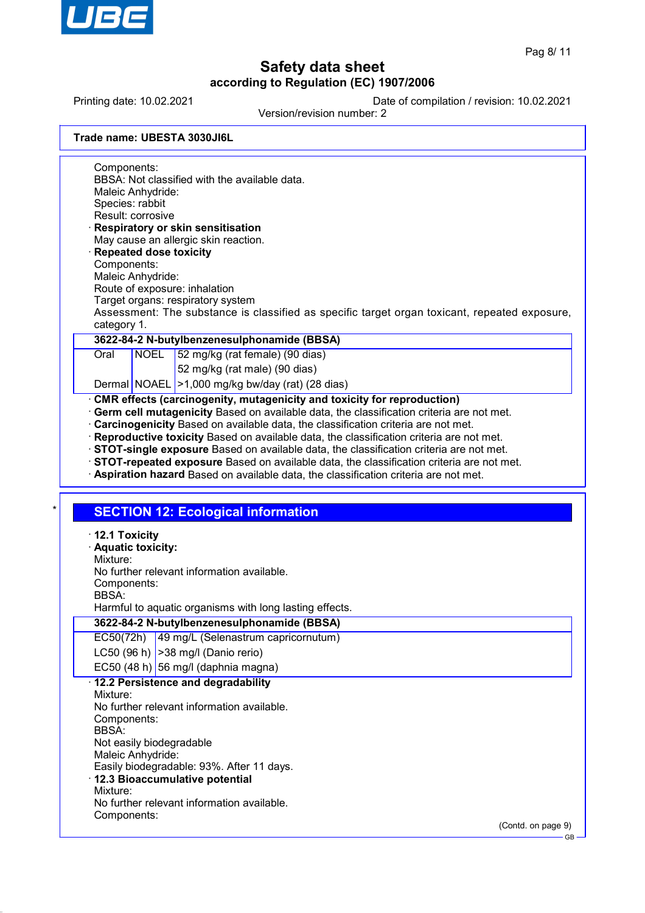Components:
BBSA: Not classified with the available data.
Maleic Anhydride:
Species: rabbit
Result: corrosive

· **Respiratory or skin sensitisation**
May cause an allergic skin reaction.

· **Repeated dose toxicity**
Components:
Maleic Anhydride:
Route of exposure: inhalation
Target organs: respiratory system
Assessment: The substance is classified as specific target organ toxicant, repeated exposure, category 1.

| **3622-84-2 N-butylbenzenesulphonamide (BBSA)** | | |
|---|---|---|
| Oral | NOEL | 52 mg/kg (rat female) (90 dias) |
| | | 52 mg/kg (rat male) (90 dias) |
| Dermal | NOAEL | >1,000 mg/kg bw/day (rat) (28 dias) |

· **CMR effects (carcinogenity, mutagenicity and toxicity for reproduction)**
· **Germ cell mutagenicity** Based on available data, the classification criteria are not met.
· **Carcinogenicity** Based on available data, the classification criteria are not met.
· **Reproductive toxicity** Based on available data, the classification criteria are not met.
· **STOT-single exposure** Based on available data, the classification criteria are not met.
· **STOT-repeated exposure** Based on available data, the classification criteria are not met.
· **Aspiration hazard** Based on available data, the classification criteria are not met.

## SECTION 12: Ecological information

· **12.1 Toxicity**
· **Aquatic toxicity:**
Mixture:
No further relevant information available.
Components:
BBSA:
Harmful to aquatic organisms with long lasting effects.

| **3622-84-2 N-butylbenzenesulphonamide (BBSA)** | |
|---|---|
| EC50(72h) | 49 mg/L (Selenastrum capricornutum) |
| LC50 (96 h) | >38 mg/l (Danio rerio) |
| EC50 (48 h) | 56 mg/l (daphnia magna) |

· **12.2 Persistence and degradability**
Mixture:
No further relevant information available.
Components:
BBSA:
Not easily biodegradable
Maleic Anhydride:
Easily biodegradable: 93%. After 11 days.

· **12.3 Bioaccumulative potential**
Mixture:
No further relevant information available.
Components:

(Contd. on page 9)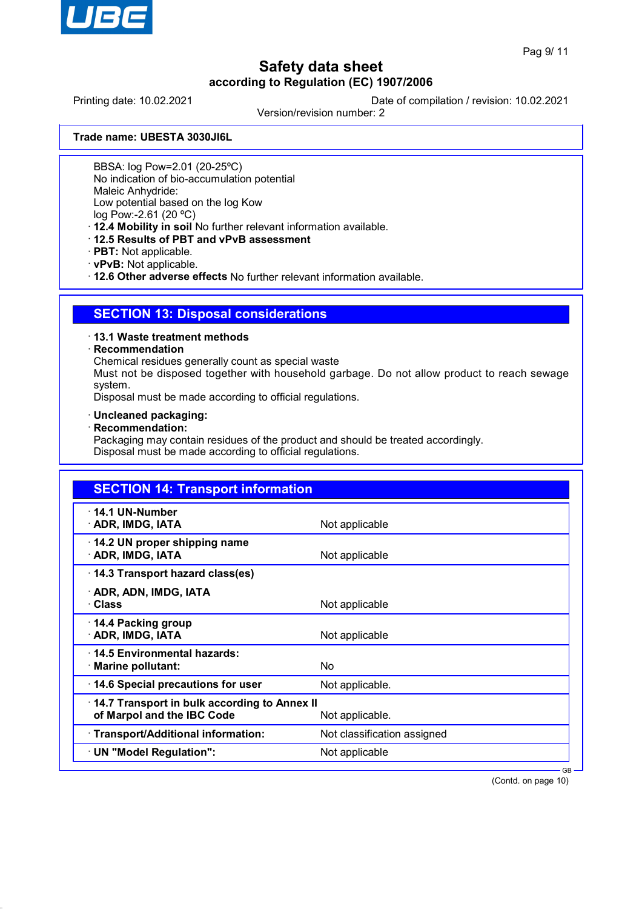Trade name: UBESTA 3030JI6L

BBSA: log Pow=2.01 (20-25ºC)
No indication of bio-accumulation potential
Maleic Anhydride:
Low potential based on the log Kow
log Pow:-2.61 (20 ºC)

- **12.4 Mobility in soil** No further relevant information available.
- **12.5 Results of PBT and vPvB assessment**
- **PBT:** Not applicable.
- **vPvB:** Not applicable.
- **12.6 Other adverse effects** No further relevant information available.

## SECTION 13: Disposal considerations

- **13.1 Waste treatment methods**
- **Recommendation**

Chemical residues generally count as special waste
Must not be disposed together with household garbage. Do not allow product to reach sewage system.
Disposal must be made according to official regulations.

- **Uncleaned packaging:**
- **Recommendation:**

Packaging may contain residues of the product and should be treated accordingly.
Disposal must be made according to official regulations.

## SECTION 14: Transport information

| | |
|---|---|
| **14.1 UN-Number** | |
| **ADR, IMDG, IATA** | Not applicable |
| **14.2 UN proper shipping name** | |
| **ADR, IMDG, IATA** | Not applicable |
| **14.3 Transport hazard class(es)** | |
| **ADR, ADN, IMDG, IATA** | |
| **Class** | Not applicable |
| **14.4 Packing group** | |
| **ADR, IMDG, IATA** | Not applicable |
| **14.5 Environmental hazards:** | |
| **Marine pollutant:** | No |
| **14.6 Special precautions for user** | Not applicable. |
| **14.7 Transport in bulk according to Annex II of Marpol and the IBC Code** | Not applicable. |
| **Transport/Additional information:** | Not classification assigned |
| **UN "Model Regulation":** | Not applicable |

(Contd. on page 10)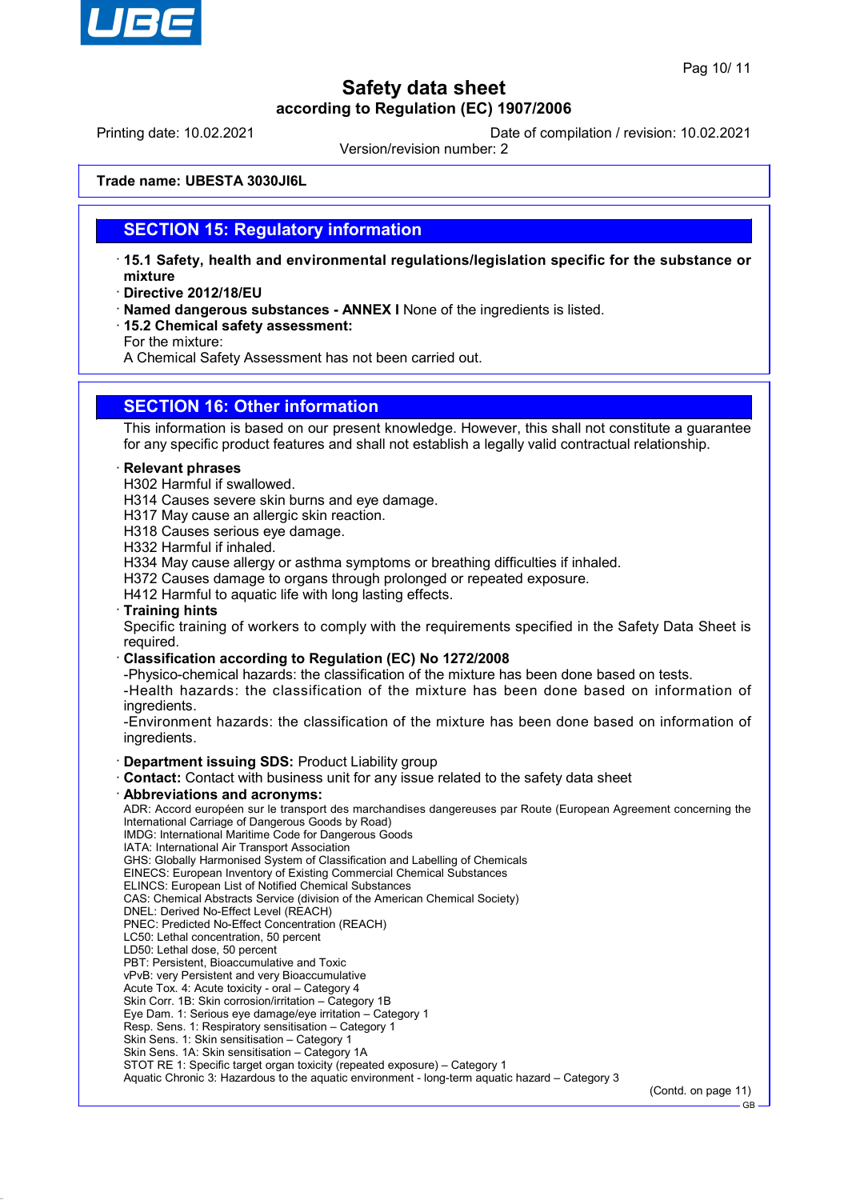Trade name: UBESTA 3030JI6L

## SECTION 15: Regulatory information

- **15.1 Safety, health and environmental regulations/legislation specific for the substance or mixture**
- **Directive 2012/18/EU**
- **Named dangerous substances - ANNEX I** None of the ingredients is listed.
- **15.2 Chemical safety assessment:**
  For the mixture:
  A Chemical Safety Assessment has not been carried out.

## SECTION 16: Other information

This information is based on our present knowledge. However, this shall not constitute a guarantee for any specific product features and shall not establish a legally valid contractual relationship.

- **Relevant phrases**
  H302 Harmful if swallowed.
  H314 Causes severe skin burns and eye damage.
  H317 May cause an allergic skin reaction.
  H318 Causes serious eye damage.
  H332 Harmful if inhaled.
  H334 May cause allergy or asthma symptoms or breathing difficulties if inhaled.
  H372 Causes damage to organs through prolonged or repeated exposure.
  H412 Harmful to aquatic life with long lasting effects.
- **Training hints**
  Specific training of workers to comply with the requirements specified in the Safety Data Sheet is required.
- **Classification according to Regulation (EC) No 1272/2008**
  -Physico-chemical hazards: the classification of the mixture has been done based on tests.
  -Health hazards: the classification of the mixture has been done based on information of ingredients.
  -Environment hazards: the classification of the mixture has been done based on information of ingredients.

- **Department issuing SDS:** Product Liability group
- **Contact:** Contact with business unit for any issue related to the safety data sheet
- **Abbreviations and acronyms:**
  ADR: Accord européen sur le transport des marchandises dangereuses par Route (European Agreement concerning the International Carriage of Dangerous Goods by Road)
  IMDG: International Maritime Code for Dangerous Goods
  IATA: International Air Transport Association
  GHS: Globally Harmonised System of Classification and Labelling of Chemicals
  EINECS: European Inventory of Existing Commercial Chemical Substances
  ELINCS: European List of Notified Chemical Substances
  CAS: Chemical Abstracts Service (division of the American Chemical Society)
  DNEL: Derived No-Effect Level (REACH)
  PNEC: Predicted No-Effect Concentration (REACH)
  LC50: Lethal concentration, 50 percent
  LD50: Lethal dose, 50 percent
  PBT: Persistent, Bioaccumulative and Toxic
  vPvB: very Persistent and very Bioaccumulative
  Acute Tox. 4: Acute toxicity - oral – Category 4
  Skin Corr. 1B: Skin corrosion/irritation – Category 1B
  Eye Dam. 1: Serious eye damage/eye irritation – Category 1
  Resp. Sens. 1: Respiratory sensitisation – Category 1
  Skin Sens. 1: Skin sensitisation – Category 1
  Skin Sens. 1A: Skin sensitisation – Category 1A
  STOT RE 1: Specific target organ toxicity (repeated exposure) – Category 1
  Aquatic Chronic 3: Hazardous to the aquatic environment - long-term aquatic hazard – Category 3

(Contd. on page 11)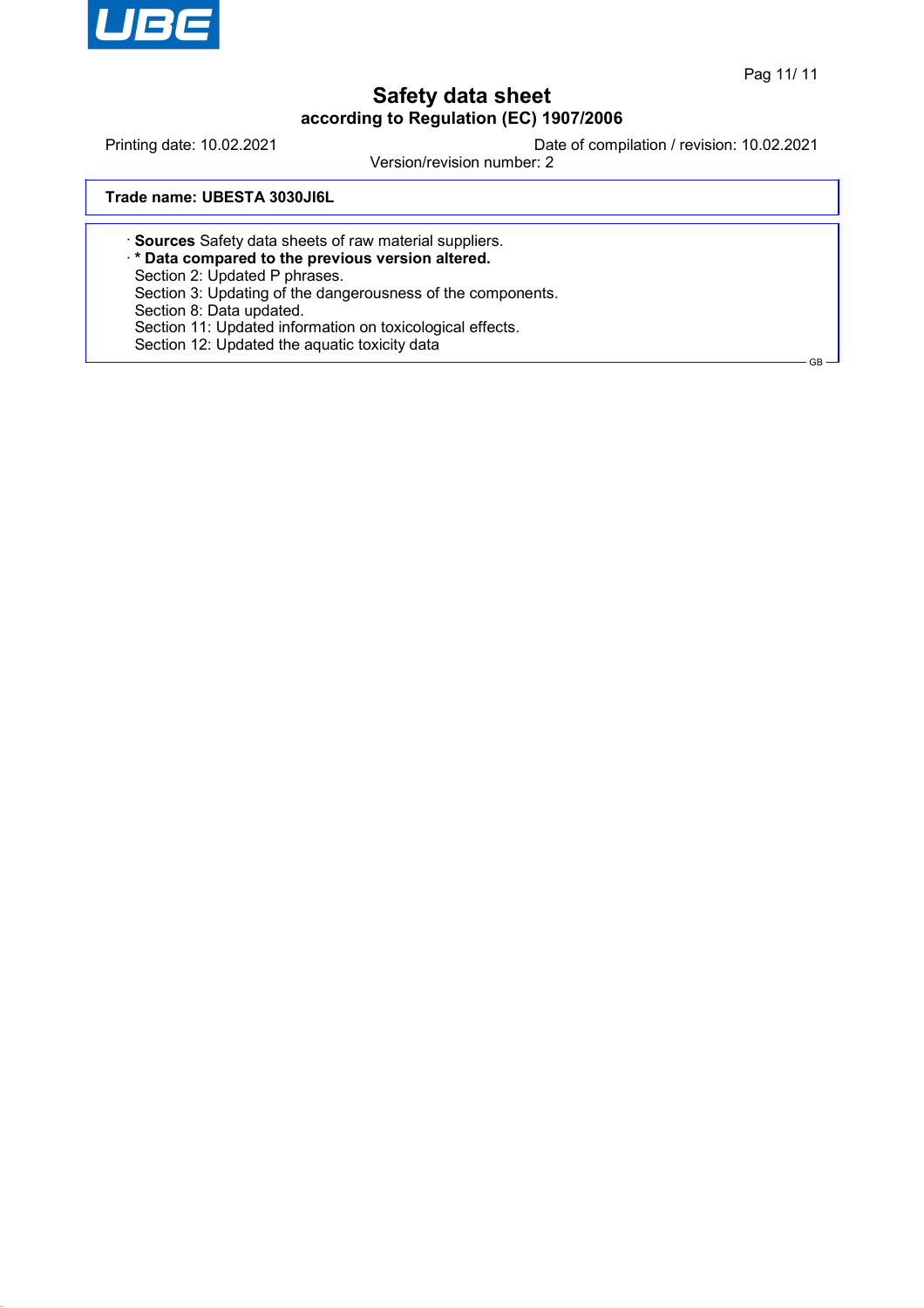**Trade name: UBESTA 3030JI6L**

· **Sources** Safety data sheets of raw material suppliers.

· **\* Data compared to the previous version altered.**

Section 2: Updated P phrases.
Section 3: Updating of the dangerousness of the components.
Section 8: Data updated.
Section 11: Updated information on toxicological effects.
Section 12: Updated the aquatic toxicity data